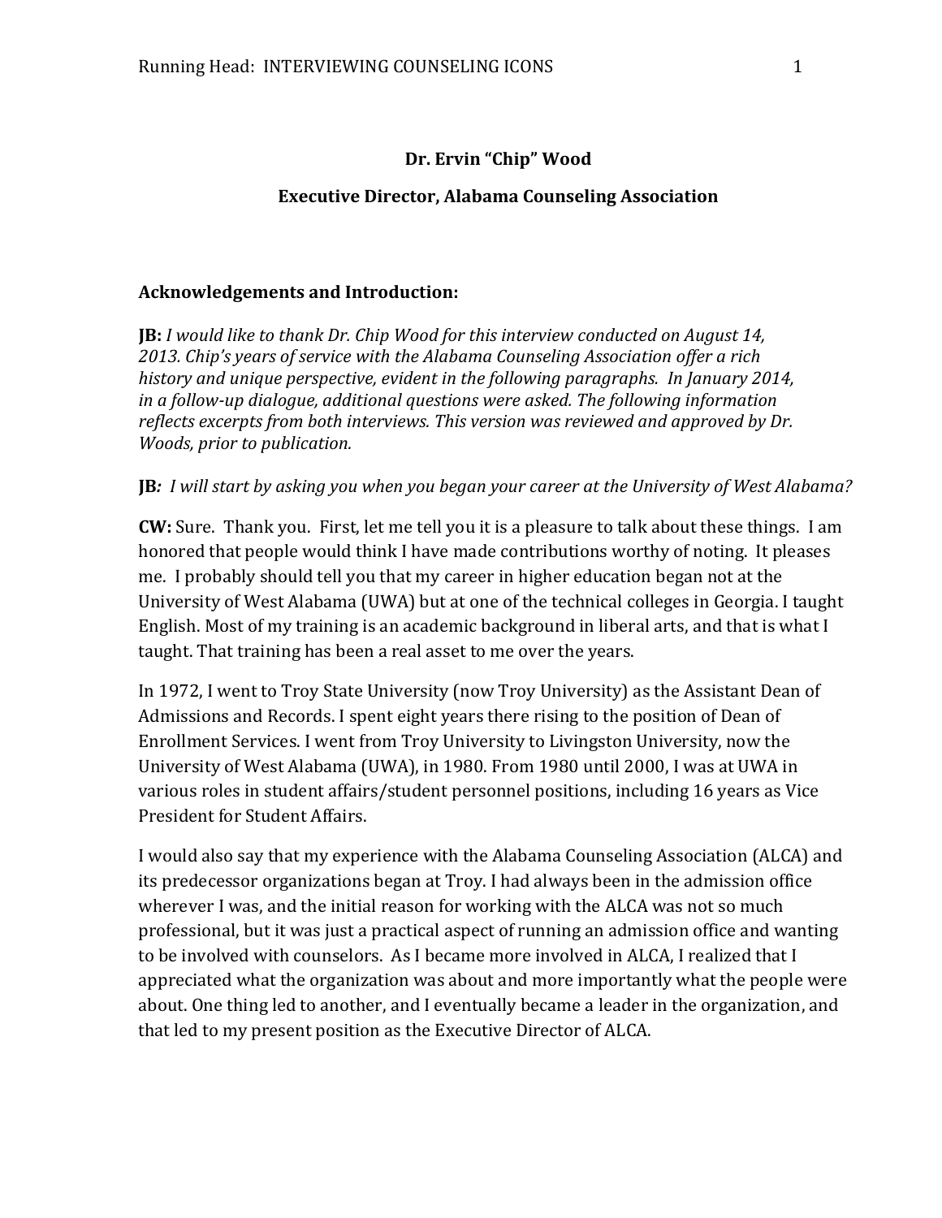**Dr. Ervin "Chip" Wood**

**Executive Director, Alabama Counseling Association**

**Acknowledgements and Introduction:**

**JB:** *I would like to thank Dr. Chip Wood for this interview conducted on August 14, 2013. Chip's years of service with the Alabama Counseling Association offer a rich history and unique perspective, evident in the following paragraphs. In January 2014, in a follow-up dialogue, additional questions were asked. The following information reflects excerpts from both interviews. This version was reviewed and approved by Dr. Woods, prior to publication.*

**JB***: I will start by asking you when you began your career at the University of West Alabama?*

**CW:** Sure. Thank you. First, let me tell you it is a pleasure to talk about these things. I am honored that people would think I have made contributions worthy of noting. It pleases me. I probably should tell you that my career in higher education began not at the University of West Alabama (UWA) but at one of the technical colleges in Georgia. I taught English. Most of my training is an academic background in liberal arts, and that is what I taught. That training has been a real asset to me over the years.

In 1972, I went to Troy State University (now Troy University) as the Assistant Dean of Admissions and Records. I spent eight years there rising to the position of Dean of Enrollment Services. I went from Troy University to Livingston University, now the University of West Alabama (UWA), in 1980. From 1980 until 2000, I was at UWA in various roles in student affairs/student personnel positions, including 16 years as Vice President for Student Affairs.

I would also say that my experience with the Alabama Counseling Association (ALCA) and its predecessor organizations began at Troy. I had always been in the admission office wherever I was, and the initial reason for working with the ALCA was not so much professional, but it was just a practical aspect of running an admission office and wanting to be involved with counselors. As I became more involved in ALCA, I realized that I appreciated what the organization was about and more importantly what the people were about. One thing led to another, and I eventually became a leader in the organization, and that led to my present position as the Executive Director of ALCA.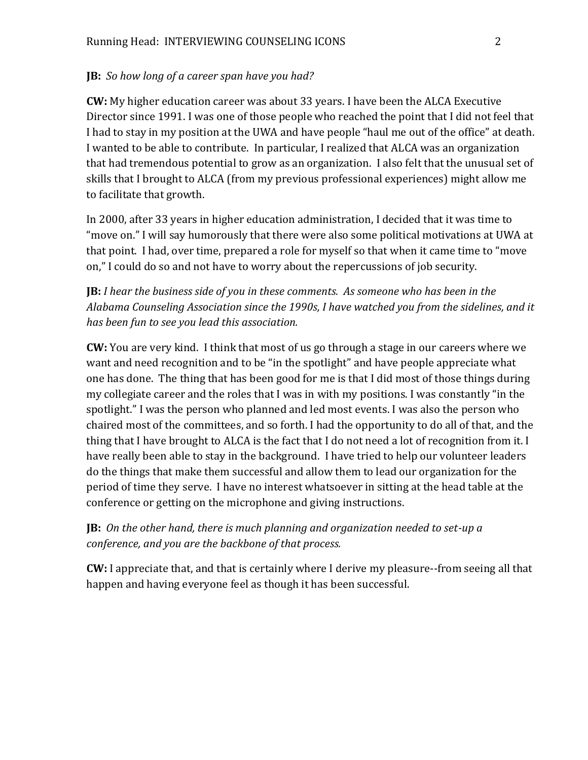**JB:** *So how long of a career span have you had?*

**CW:** My higher education career was about 33 years. I have been the ALCA Executive Director since 1991. I was one of those people who reached the point that I did not feel that I had to stay in my position at the UWA and have people "haul me out of the office" at death. I wanted to be able to contribute. In particular, I realized that ALCA was an organization that had tremendous potential to grow as an organization. I also felt that the unusual set of skills that I brought to ALCA (from my previous professional experiences) might allow me to facilitate that growth.

In 2000, after 33 years in higher education administration, I decided that it was time to "move on." I will say humorously that there were also some political motivations at UWA at that point. I had, over time, prepared a role for myself so that when it came time to "move on," I could do so and not have to worry about the repercussions of job security.

**JB:** *I hear the business side of you in these comments. As someone who has been in the Alabama Counseling Association since the 1990s, I have watched you from the sidelines, and it has been fun to see you lead this association.*

**CW:** You are very kind. I think that most of us go through a stage in our careers where we want and need recognition and to be "in the spotlight" and have people appreciate what one has done. The thing that has been good for me is that I did most of those things during my collegiate career and the roles that I was in with my positions. I was constantly "in the spotlight." I was the person who planned and led most events. I was also the person who chaired most of the committees, and so forth. I had the opportunity to do all of that, and the thing that I have brought to ALCA is the fact that I do not need a lot of recognition from it. I have really been able to stay in the background. I have tried to help our volunteer leaders do the things that make them successful and allow them to lead our organization for the period of time they serve. I have no interest whatsoever in sitting at the head table at the conference or getting on the microphone and giving instructions.

**JB:** *On the other hand, there is much planning and organization needed to set-up a conference, and you are the backbone of that process.*

**CW:** I appreciate that, and that is certainly where I derive my pleasure--from seeing all that happen and having everyone feel as though it has been successful.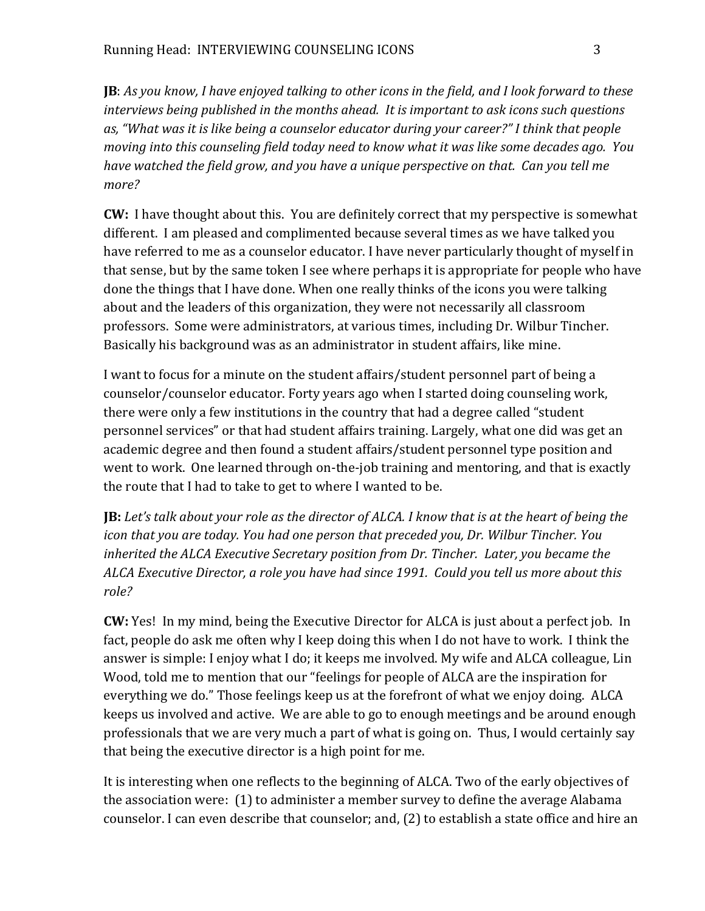**JB**: *As you know, I have enjoyed talking to other icons in the field, and I look forward to these interviews being published in the months ahead. It is important to ask icons such questions as, "What was it is like being a counselor educator during your career?" I think that people moving into this counseling field today need to know what it was like some decades ago. You have watched the field grow, and you have a unique perspective on that. Can you tell me more?*

**CW:** I have thought about this. You are definitely correct that my perspective is somewhat different. I am pleased and complimented because several times as we have talked you have referred to me as a counselor educator. I have never particularly thought of myself in that sense, but by the same token I see where perhaps it is appropriate for people who have done the things that I have done. When one really thinks of the icons you were talking about and the leaders of this organization, they were not necessarily all classroom professors. Some were administrators, at various times, including Dr. Wilbur Tincher. Basically his background was as an administrator in student affairs, like mine.

I want to focus for a minute on the student affairs/student personnel part of being a counselor/counselor educator. Forty years ago when I started doing counseling work, there were only a few institutions in the country that had a degree called "student personnel services" or that had student affairs training. Largely, what one did was get an academic degree and then found a student affairs/student personnel type position and went to work. One learned through on-the-job training and mentoring, and that is exactly the route that I had to take to get to where I wanted to be.

**JB:** *Let's talk about your role as the director of ALCA. I know that is at the heart of being the icon that you are today. You had one person that preceded you, Dr. Wilbur Tincher. You inherited the ALCA Executive Secretary position from Dr. Tincher. Later, you became the ALCA Executive Director, a role you have had since 1991. Could you tell us more about this role?*

**CW:** Yes! In my mind, being the Executive Director for ALCA is just about a perfect job. In fact, people do ask me often why I keep doing this when I do not have to work. I think the answer is simple: I enjoy what I do; it keeps me involved. My wife and ALCA colleague, Lin Wood, told me to mention that our "feelings for people of ALCA are the inspiration for everything we do." Those feelings keep us at the forefront of what we enjoy doing. ALCA keeps us involved and active. We are able to go to enough meetings and be around enough professionals that we are very much a part of what is going on. Thus, I would certainly say that being the executive director is a high point for me.

It is interesting when one reflects to the beginning of ALCA. Two of the early objectives of the association were: (1) to administer a member survey to define the average Alabama counselor. I can even describe that counselor; and, (2) to establish a state office and hire an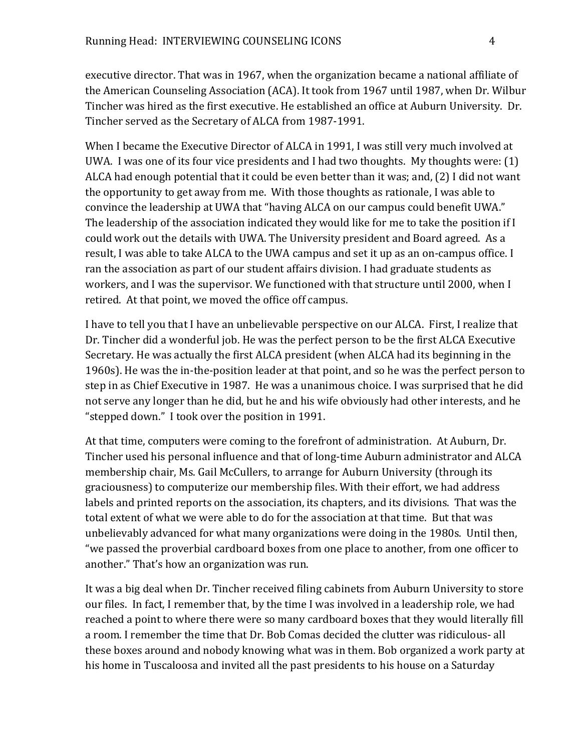executive director. That was in 1967, when the organization became a national affiliate of the American Counseling Association (ACA). It took from 1967 until 1987, when Dr. Wilbur Tincher was hired as the first executive. He established an office at Auburn University. Dr. Tincher served as the Secretary of ALCA from 1987-1991.

When I became the Executive Director of ALCA in 1991, I was still very much involved at UWA. I was one of its four vice presidents and I had two thoughts. My thoughts were: (1) ALCA had enough potential that it could be even better than it was; and, (2) I did not want the opportunity to get away from me. With those thoughts as rationale, I was able to convince the leadership at UWA that "having ALCA on our campus could benefit UWA." The leadership of the association indicated they would like for me to take the position if I could work out the details with UWA. The University president and Board agreed. As a result, I was able to take ALCA to the UWA campus and set it up as an on-campus office. I ran the association as part of our student affairs division. I had graduate students as workers, and I was the supervisor. We functioned with that structure until 2000, when I retired. At that point, we moved the office off campus.

I have to tell you that I have an unbelievable perspective on our ALCA. First, I realize that Dr. Tincher did a wonderful job. He was the perfect person to be the first ALCA Executive Secretary. He was actually the first ALCA president (when ALCA had its beginning in the 1960s). He was the in-the-position leader at that point, and so he was the perfect person to step in as Chief Executive in 1987. He was a unanimous choice. I was surprised that he did not serve any longer than he did, but he and his wife obviously had other interests, and he "stepped down." I took over the position in 1991.

At that time, computers were coming to the forefront of administration. At Auburn, Dr. Tincher used his personal influence and that of long-time Auburn administrator and ALCA membership chair, Ms. Gail McCullers, to arrange for Auburn University (through its graciousness) to computerize our membership files. With their effort, we had address labels and printed reports on the association, its chapters, and its divisions. That was the total extent of what we were able to do for the association at that time. But that was unbelievably advanced for what many organizations were doing in the 1980s. Until then, "we passed the proverbial cardboard boxes from one place to another, from one officer to another." That's how an organization was run.

It was a big deal when Dr. Tincher received filing cabinets from Auburn University to store our files. In fact, I remember that, by the time I was involved in a leadership role, we had reached a point to where there were so many cardboard boxes that they would literally fill a room. I remember the time that Dr. Bob Comas decided the clutter was ridiculous- all these boxes around and nobody knowing what was in them. Bob organized a work party at his home in Tuscaloosa and invited all the past presidents to his house on a Saturday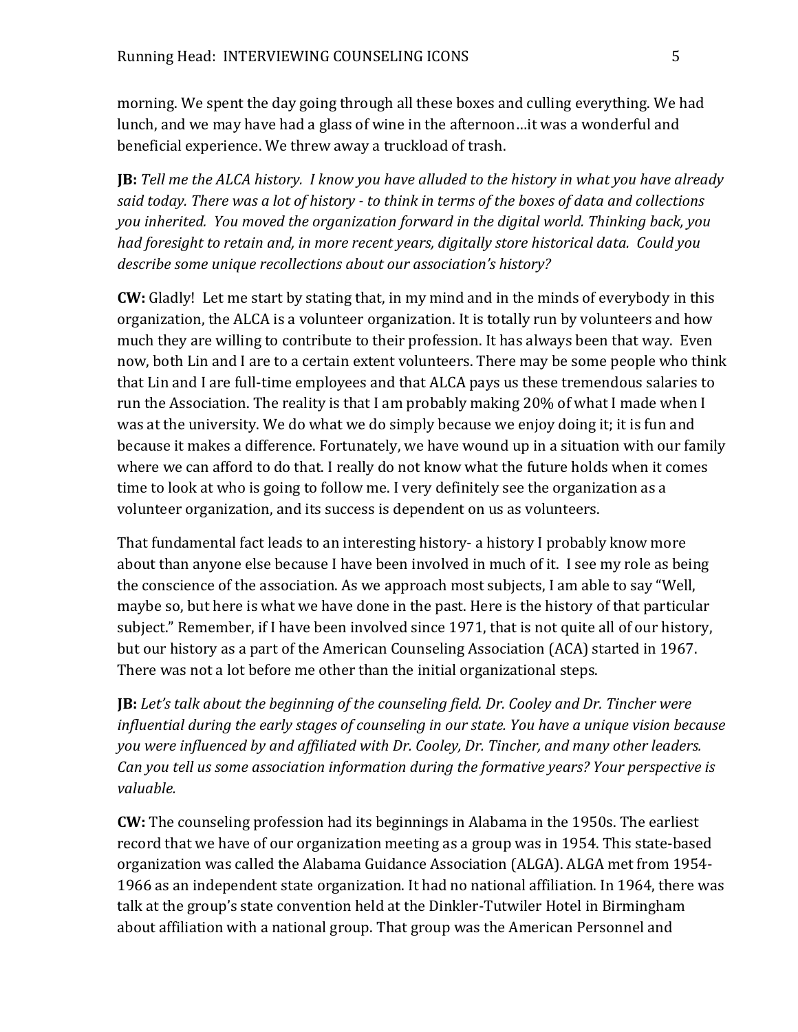morning. We spent the day going through all these boxes and culling everything. We had lunch, and we may have had a glass of wine in the afternoon…it was a wonderful and beneficial experience. We threw away a truckload of trash.

**JB:** *Tell me the ALCA history. I know you have alluded to the history in what you have already said today. There was a lot of history - to think in terms of the boxes of data and collections you inherited. You moved the organization forward in the digital world. Thinking back, you had foresight to retain and, in more recent years, digitally store historical data. Could you describe some unique recollections about our association's history?*

**CW:** Gladly! Let me start by stating that, in my mind and in the minds of everybody in this organization, the ALCA is a volunteer organization. It is totally run by volunteers and how much they are willing to contribute to their profession. It has always been that way. Even now, both Lin and I are to a certain extent volunteers. There may be some people who think that Lin and I are full-time employees and that ALCA pays us these tremendous salaries to run the Association. The reality is that I am probably making 20% of what I made when I was at the university. We do what we do simply because we enjoy doing it; it is fun and because it makes a difference. Fortunately, we have wound up in a situation with our family where we can afford to do that. I really do not know what the future holds when it comes time to look at who is going to follow me. I very definitely see the organization as a volunteer organization, and its success is dependent on us as volunteers.

That fundamental fact leads to an interesting history- a history I probably know more about than anyone else because I have been involved in much of it. I see my role as being the conscience of the association. As we approach most subjects, I am able to say "Well, maybe so, but here is what we have done in the past. Here is the history of that particular subject." Remember, if I have been involved since 1971, that is not quite all of our history, but our history as a part of the American Counseling Association (ACA) started in 1967. There was not a lot before me other than the initial organizational steps.

**JB:** *Let's talk about the beginning of the counseling field. Dr. Cooley and Dr. Tincher were influential during the early stages of counseling in our state. You have a unique vision because you were influenced by and affiliated with Dr. Cooley, Dr. Tincher, and many other leaders. Can you tell us some association information during the formative years? Your perspective is valuable.*

**CW:** The counseling profession had its beginnings in Alabama in the 1950s. The earliest record that we have of our organization meeting as a group was in 1954. This state-based organization was called the Alabama Guidance Association (ALGA). ALGA met from 1954-1966 as an independent state organization. It had no national affiliation. In 1964, there was talk at the group's state convention held at the Dinkler-Tutwiler Hotel in Birmingham about affiliation with a national group. That group was the American Personnel and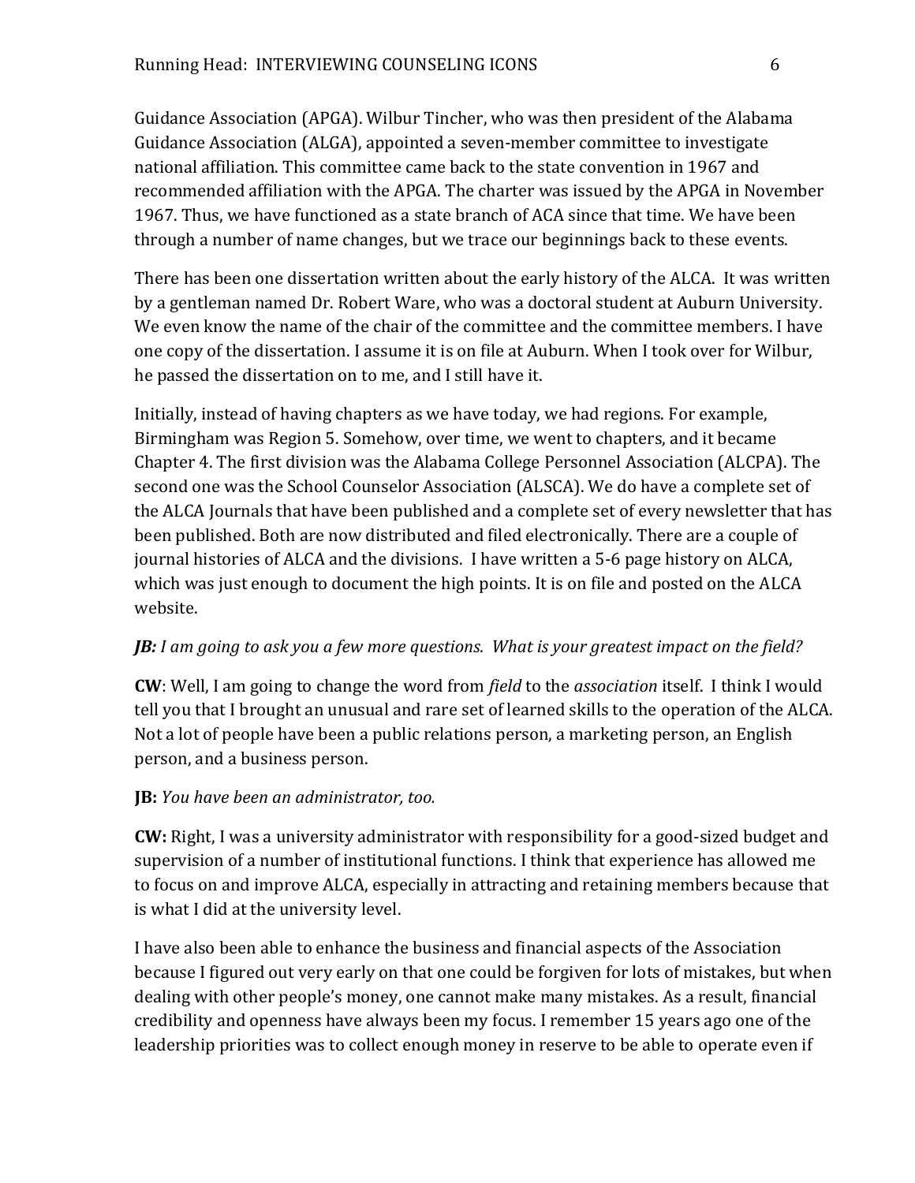Guidance Association (APGA). Wilbur Tincher, who was then president of the Alabama Guidance Association (ALGA), appointed a seven-member committee to investigate national affiliation. This committee came back to the state convention in 1967 and recommended affiliation with the APGA. The charter was issued by the APGA in November 1967. Thus, we have functioned as a state branch of ACA since that time. We have been through a number of name changes, but we trace our beginnings back to these events.

There has been one dissertation written about the early history of the ALCA. It was written by a gentleman named Dr. Robert Ware, who was a doctoral student at Auburn University. We even know the name of the chair of the committee and the committee members. I have one copy of the dissertation. I assume it is on file at Auburn. When I took over for Wilbur, he passed the dissertation on to me, and I still have it.

Initially, instead of having chapters as we have today, we had regions. For example, Birmingham was Region 5. Somehow, over time, we went to chapters, and it became Chapter 4. The first division was the Alabama College Personnel Association (ALCPA). The second one was the School Counselor Association (ALSCA). We do have a complete set of the ALCA Journals that have been published and a complete set of every newsletter that has been published. Both are now distributed and filed electronically. There are a couple of journal histories of ALCA and the divisions. I have written a 5-6 page history on ALCA, which was just enough to document the high points. It is on file and posted on the ALCA website.

***JB:*** *I am going to ask you a few more questions. What is your greatest impact on the field?*

**CW**: Well, I am going to change the word from *field* to the *association* itself. I think I would tell you that I brought an unusual and rare set of learned skills to the operation of the ALCA. Not a lot of people have been a public relations person, a marketing person, an English person, and a business person.

**JB:** *You have been an administrator, too.*

**CW:** Right, I was a university administrator with responsibility for a good-sized budget and supervision of a number of institutional functions. I think that experience has allowed me to focus on and improve ALCA, especially in attracting and retaining members because that is what I did at the university level.

I have also been able to enhance the business and financial aspects of the Association because I figured out very early on that one could be forgiven for lots of mistakes, but when dealing with other people's money, one cannot make many mistakes. As a result, financial credibility and openness have always been my focus. I remember 15 years ago one of the leadership priorities was to collect enough money in reserve to be able to operate even if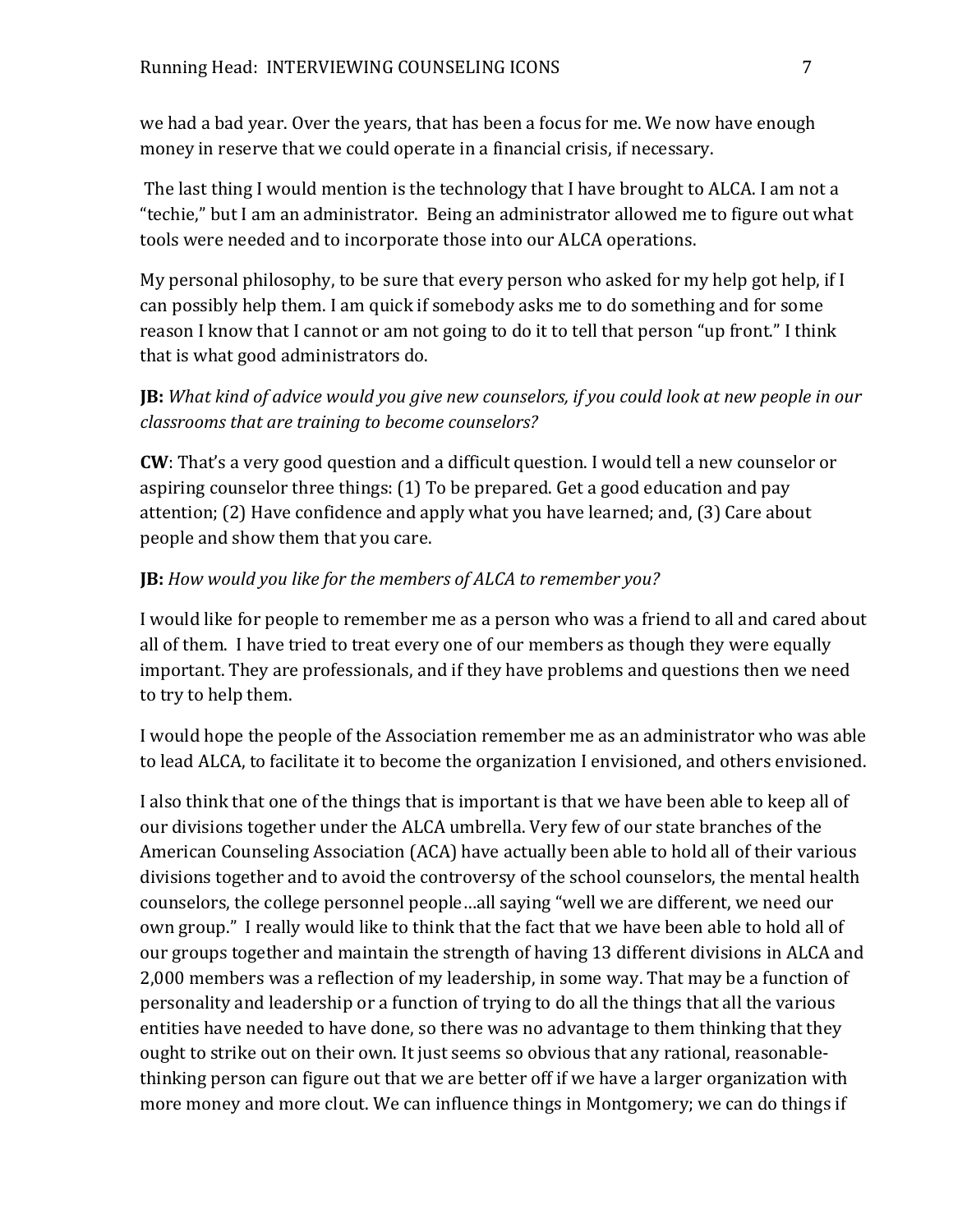we had a bad year. Over the years, that has been a focus for me. We now have enough money in reserve that we could operate in a financial crisis, if necessary.

The last thing I would mention is the technology that I have brought to ALCA. I am not a "techie," but I am an administrator. Being an administrator allowed me to figure out what tools were needed and to incorporate those into our ALCA operations.

My personal philosophy, to be sure that every person who asked for my help got help, if I can possibly help them. I am quick if somebody asks me to do something and for some reason I know that I cannot or am not going to do it to tell that person "up front." I think that is what good administrators do.

**JB:** *What kind of advice would you give new counselors, if you could look at new people in our classrooms that are training to become counselors?*

**CW**: That's a very good question and a difficult question. I would tell a new counselor or aspiring counselor three things: (1) To be prepared. Get a good education and pay attention; (2) Have confidence and apply what you have learned; and, (3) Care about people and show them that you care.

**JB:** *How would you like for the members of ALCA to remember you?*

I would like for people to remember me as a person who was a friend to all and cared about all of them. I have tried to treat every one of our members as though they were equally important. They are professionals, and if they have problems and questions then we need to try to help them.

I would hope the people of the Association remember me as an administrator who was able to lead ALCA, to facilitate it to become the organization I envisioned, and others envisioned.

I also think that one of the things that is important is that we have been able to keep all of our divisions together under the ALCA umbrella. Very few of our state branches of the American Counseling Association (ACA) have actually been able to hold all of their various divisions together and to avoid the controversy of the school counselors, the mental health counselors, the college personnel people…all saying "well we are different, we need our own group." I really would like to think that the fact that we have been able to hold all of our groups together and maintain the strength of having 13 different divisions in ALCA and 2,000 members was a reflection of my leadership, in some way. That may be a function of personality and leadership or a function of trying to do all the things that all the various entities have needed to have done, so there was no advantage to them thinking that they ought to strike out on their own. It just seems so obvious that any rational, reasonable-thinking person can figure out that we are better off if we have a larger organization with more money and more clout. We can influence things in Montgomery; we can do things if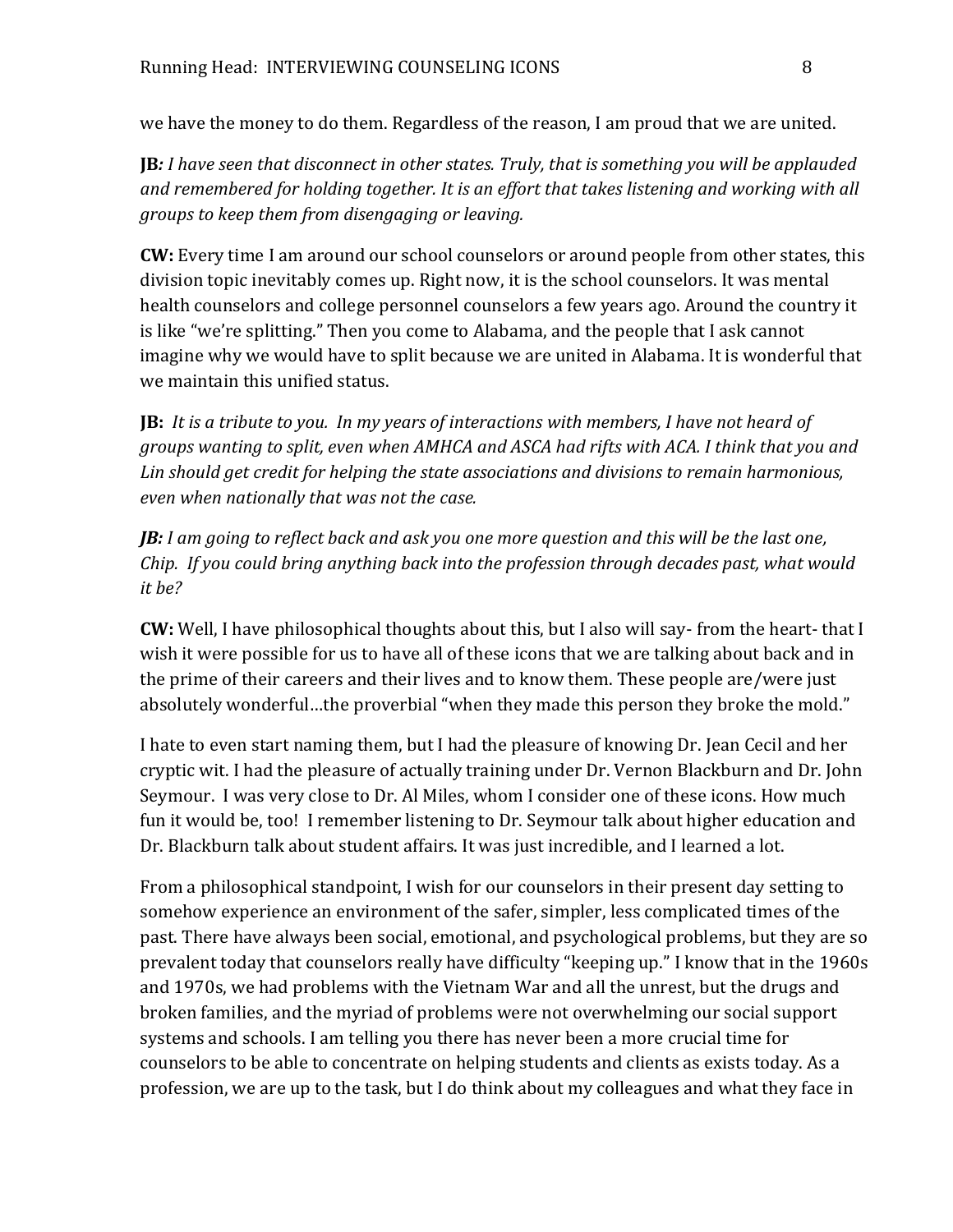we have the money to do them. Regardless of the reason, I am proud that we are united.

**JB***: I have seen that disconnect in other states. Truly, that is something you will be applauded and remembered for holding together. It is an effort that takes listening and working with all groups to keep them from disengaging or leaving.*

**CW:** Every time I am around our school counselors or around people from other states, this division topic inevitably comes up. Right now, it is the school counselors. It was mental health counselors and college personnel counselors a few years ago. Around the country it is like "we're splitting." Then you come to Alabama, and the people that I ask cannot imagine why we would have to split because we are united in Alabama. It is wonderful that we maintain this unified status.

**JB:** *It is a tribute to you. In my years of interactions with members, I have not heard of groups wanting to split, even when AMHCA and ASCA had rifts with ACA. I think that you and Lin should get credit for helping the state associations and divisions to remain harmonious, even when nationally that was not the case.*

***JB:*** *I am going to reflect back and ask you one more question and this will be the last one, Chip. If you could bring anything back into the profession through decades past, what would it be?*

**CW:** Well, I have philosophical thoughts about this, but I also will say- from the heart- that I wish it were possible for us to have all of these icons that we are talking about back and in the prime of their careers and their lives and to know them. These people are/were just absolutely wonderful…the proverbial "when they made this person they broke the mold."

I hate to even start naming them, but I had the pleasure of knowing Dr. Jean Cecil and her cryptic wit. I had the pleasure of actually training under Dr. Vernon Blackburn and Dr. John Seymour. I was very close to Dr. Al Miles, whom I consider one of these icons. How much fun it would be, too! I remember listening to Dr. Seymour talk about higher education and Dr. Blackburn talk about student affairs. It was just incredible, and I learned a lot.

From a philosophical standpoint, I wish for our counselors in their present day setting to somehow experience an environment of the safer, simpler, less complicated times of the past. There have always been social, emotional, and psychological problems, but they are so prevalent today that counselors really have difficulty "keeping up." I know that in the 1960s and 1970s, we had problems with the Vietnam War and all the unrest, but the drugs and broken families, and the myriad of problems were not overwhelming our social support systems and schools. I am telling you there has never been a more crucial time for counselors to be able to concentrate on helping students and clients as exists today. As a profession, we are up to the task, but I do think about my colleagues and what they face in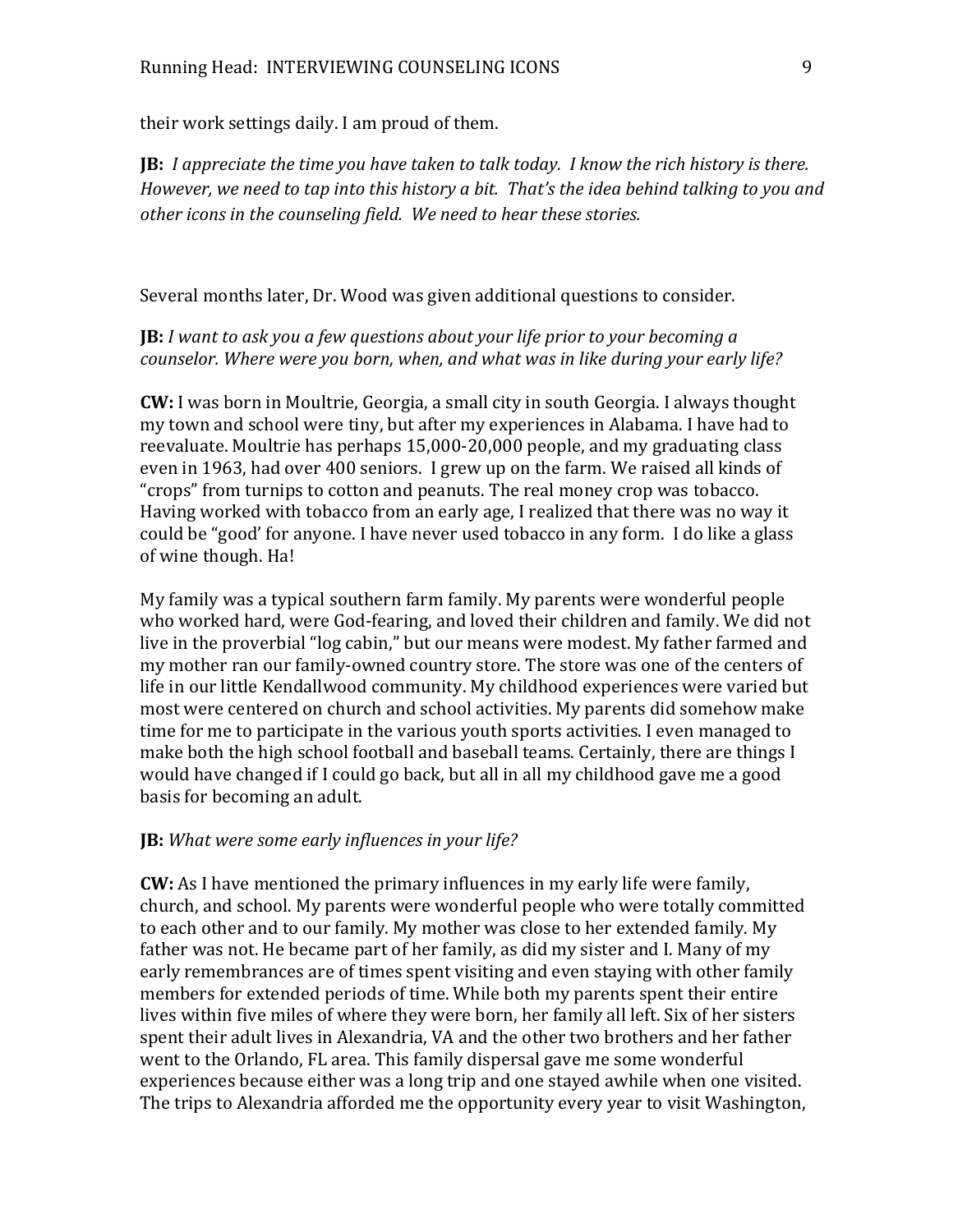their work settings daily. I am proud of them.

**JB:** *I appreciate the time you have taken to talk today. I know the rich history is there. However, we need to tap into this history a bit. That's the idea behind talking to you and other icons in the counseling field. We need to hear these stories.*

Several months later, Dr. Wood was given additional questions to consider.

**JB:** *I want to ask you a few questions about your life prior to your becoming a counselor. Where were you born, when, and what was in like during your early life?*

**CW:** I was born in Moultrie, Georgia, a small city in south Georgia. I always thought my town and school were tiny, but after my experiences in Alabama. I have had to reevaluate. Moultrie has perhaps 15,000-20,000 people, and my graduating class even in 1963, had over 400 seniors. I grew up on the farm. We raised all kinds of "crops" from turnips to cotton and peanuts. The real money crop was tobacco. Having worked with tobacco from an early age, I realized that there was no way it could be "good' for anyone. I have never used tobacco in any form. I do like a glass of wine though. Ha!

My family was a typical southern farm family. My parents were wonderful people who worked hard, were God-fearing, and loved their children and family. We did not live in the proverbial "log cabin," but our means were modest. My father farmed and my mother ran our family-owned country store. The store was one of the centers of life in our little Kendallwood community. My childhood experiences were varied but most were centered on church and school activities. My parents did somehow make time for me to participate in the various youth sports activities. I even managed to make both the high school football and baseball teams. Certainly, there are things I would have changed if I could go back, but all in all my childhood gave me a good basis for becoming an adult.

**JB:** *What were some early influences in your life?*

**CW:** As I have mentioned the primary influences in my early life were family, church, and school. My parents were wonderful people who were totally committed to each other and to our family. My mother was close to her extended family. My father was not. He became part of her family, as did my sister and I. Many of my early remembrances are of times spent visiting and even staying with other family members for extended periods of time. While both my parents spent their entire lives within five miles of where they were born, her family all left. Six of her sisters spent their adult lives in Alexandria, VA and the other two brothers and her father went to the Orlando, FL area. This family dispersal gave me some wonderful experiences because either was a long trip and one stayed awhile when one visited. The trips to Alexandria afforded me the opportunity every year to visit Washington,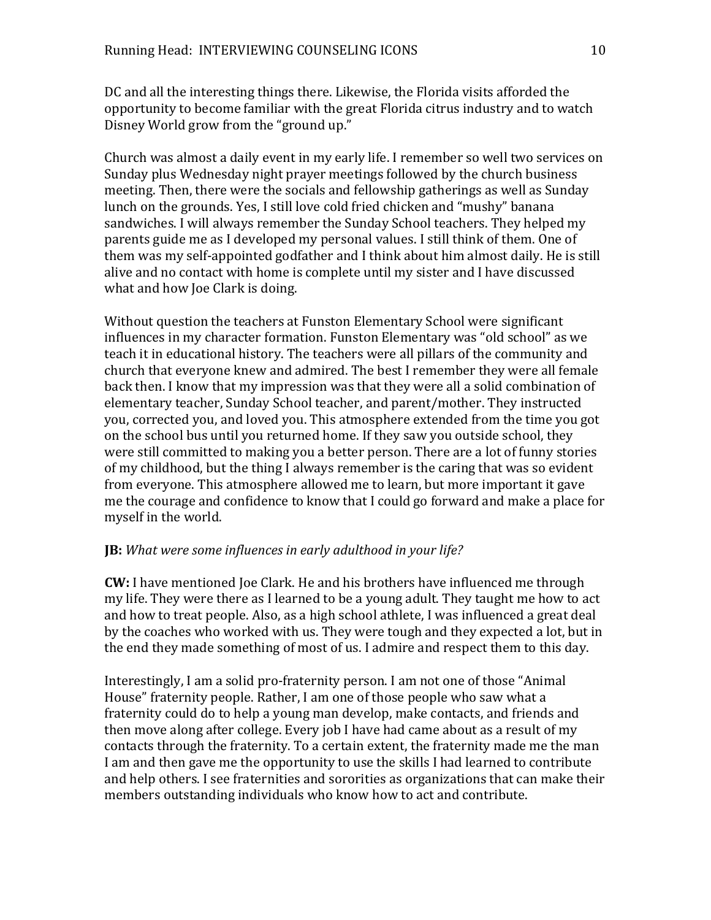DC and all the interesting things there. Likewise, the Florida visits afforded the opportunity to become familiar with the great Florida citrus industry and to watch Disney World grow from the "ground up."

Church was almost a daily event in my early life. I remember so well two services on Sunday plus Wednesday night prayer meetings followed by the church business meeting. Then, there were the socials and fellowship gatherings as well as Sunday lunch on the grounds. Yes, I still love cold fried chicken and "mushy" banana sandwiches. I will always remember the Sunday School teachers. They helped my parents guide me as I developed my personal values. I still think of them. One of them was my self-appointed godfather and I think about him almost daily. He is still alive and no contact with home is complete until my sister and I have discussed what and how Joe Clark is doing.

Without question the teachers at Funston Elementary School were significant influences in my character formation. Funston Elementary was "old school" as we teach it in educational history. The teachers were all pillars of the community and church that everyone knew and admired. The best I remember they were all female back then. I know that my impression was that they were all a solid combination of elementary teacher, Sunday School teacher, and parent/mother. They instructed you, corrected you, and loved you. This atmosphere extended from the time you got on the school bus until you returned home. If they saw you outside school, they were still committed to making you a better person. There are a lot of funny stories of my childhood, but the thing I always remember is the caring that was so evident from everyone. This atmosphere allowed me to learn, but more important it gave me the courage and confidence to know that I could go forward and make a place for myself in the world.

**JB:** *What were some influences in early adulthood in your life?*

**CW:** I have mentioned Joe Clark. He and his brothers have influenced me through my life. They were there as I learned to be a young adult. They taught me how to act and how to treat people. Also, as a high school athlete, I was influenced a great deal by the coaches who worked with us. They were tough and they expected a lot, but in the end they made something of most of us. I admire and respect them to this day.

Interestingly, I am a solid pro-fraternity person. I am not one of those "Animal House" fraternity people. Rather, I am one of those people who saw what a fraternity could do to help a young man develop, make contacts, and friends and then move along after college. Every job I have had came about as a result of my contacts through the fraternity. To a certain extent, the fraternity made me the man I am and then gave me the opportunity to use the skills I had learned to contribute and help others. I see fraternities and sororities as organizations that can make their members outstanding individuals who know how to act and contribute.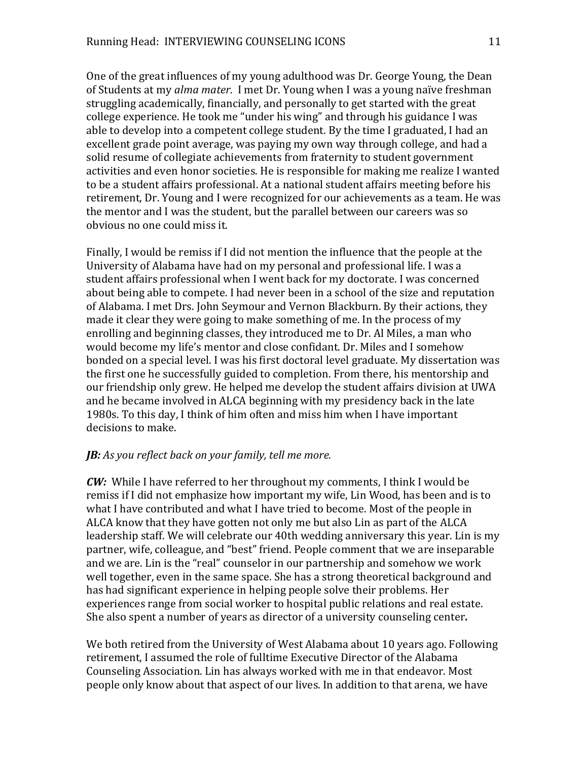One of the great influences of my young adulthood was Dr. George Young, the Dean of Students at my *alma mater.* I met Dr. Young when I was a young naïve freshman struggling academically, financially, and personally to get started with the great college experience. He took me "under his wing" and through his guidance I was able to develop into a competent college student. By the time I graduated, I had an excellent grade point average, was paying my own way through college, and had a solid resume of collegiate achievements from fraternity to student government activities and even honor societies. He is responsible for making me realize I wanted to be a student affairs professional. At a national student affairs meeting before his retirement, Dr. Young and I were recognized for our achievements as a team. He was the mentor and I was the student, but the parallel between our careers was so obvious no one could miss it.

Finally, I would be remiss if I did not mention the influence that the people at the University of Alabama have had on my personal and professional life. I was a student affairs professional when I went back for my doctorate. I was concerned about being able to compete. I had never been in a school of the size and reputation of Alabama. I met Drs. John Seymour and Vernon Blackburn. By their actions, they made it clear they were going to make something of me. In the process of my enrolling and beginning classes, they introduced me to Dr. Al Miles, a man who would become my life's mentor and close confidant. Dr. Miles and I somehow bonded on a special level. I was his first doctoral level graduate. My dissertation was the first one he successfully guided to completion. From there, his mentorship and our friendship only grew. He helped me develop the student affairs division at UWA and he became involved in ALCA beginning with my presidency back in the late 1980s. To this day, I think of him often and miss him when I have important decisions to make.

***JB:** As you reflect back on your family, tell me more.*

***CW:*** While I have referred to her throughout my comments, I think I would be remiss if I did not emphasize how important my wife, Lin Wood, has been and is to what I have contributed and what I have tried to become. Most of the people in ALCA know that they have gotten not only me but also Lin as part of the ALCA leadership staff. We will celebrate our 40th wedding anniversary this year. Lin is my partner, wife, colleague, and "best" friend. People comment that we are inseparable and we are. Lin is the "real" counselor in our partnership and somehow we work well together, even in the same space. She has a strong theoretical background and has had significant experience in helping people solve their problems. Her experiences range from social worker to hospital public relations and real estate. She also spent a number of years as director of a university counseling center.

We both retired from the University of West Alabama about 10 years ago. Following retirement, I assumed the role of fulltime Executive Director of the Alabama Counseling Association. Lin has always worked with me in that endeavor. Most people only know about that aspect of our lives. In addition to that arena, we have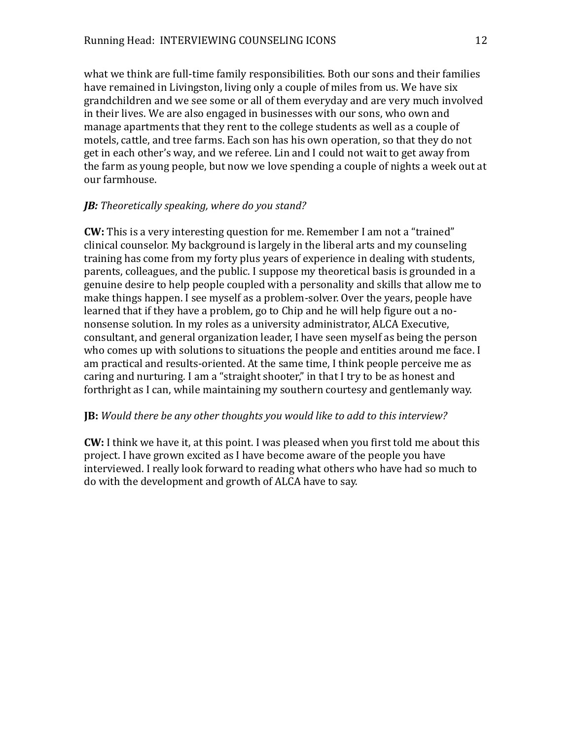what we think are full-time family responsibilities. Both our sons and their families have remained in Livingston, living only a couple of miles from us. We have six grandchildren and we see some or all of them everyday and are very much involved in their lives. We are also engaged in businesses with our sons, who own and manage apartments that they rent to the college students as well as a couple of motels, cattle, and tree farms. Each son has his own operation, so that they do not get in each other's way, and we referee. Lin and I could not wait to get away from the farm as young people, but now we love spending a couple of nights a week out at our farmhouse.

***JB:*** *Theoretically speaking, where do you stand?*

**CW:** This is a very interesting question for me. Remember I am not a "trained" clinical counselor. My background is largely in the liberal arts and my counseling training has come from my forty plus years of experience in dealing with students, parents, colleagues, and the public. I suppose my theoretical basis is grounded in a genuine desire to help people coupled with a personality and skills that allow me to make things happen. I see myself as a problem-solver. Over the years, people have learned that if they have a problem, go to Chip and he will help figure out a no-nonsense solution. In my roles as a university administrator, ALCA Executive, consultant, and general organization leader, I have seen myself as being the person who comes up with solutions to situations the people and entities around me face. I am practical and results-oriented. At the same time, I think people perceive me as caring and nurturing. I am a "straight shooter," in that I try to be as honest and forthright as I can, while maintaining my southern courtesy and gentlemanly way.

**JB:** *Would there be any other thoughts you would like to add to this interview?*

**CW:** I think we have it, at this point. I was pleased when you first told me about this project. I have grown excited as I have become aware of the people you have interviewed. I really look forward to reading what others who have had so much to do with the development and growth of ALCA have to say.